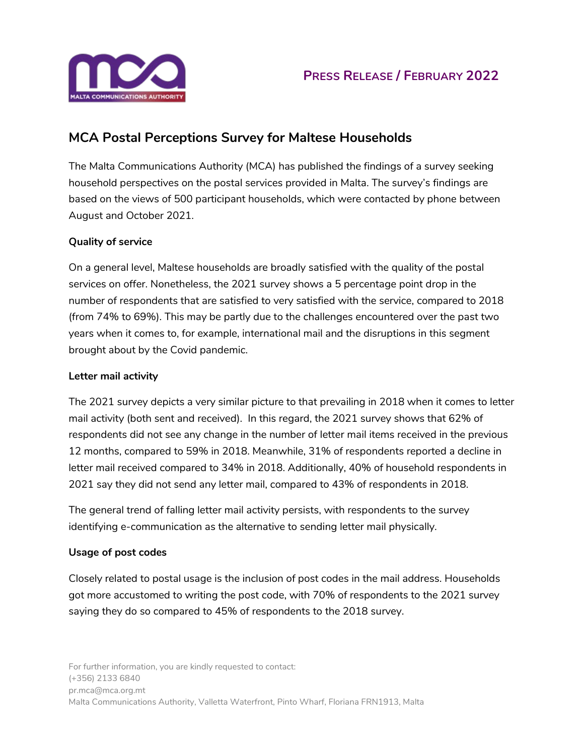**PRESS RELEASE / FEBRUARY 2022**

# MCA Postal Perceptions Survey for Maltese Households

The Malta Communications Authority (MCA) has published the findings of a survey seeking household perspectives on the postal services provided in Malta. The survey's findings are based on the views of 500 participant households, which were contacted by phone between August and October 2021.

**Quality of service**

On a general level, Maltese households are broadly satisfied with the quality of the postal services on offer. Nonetheless, the 2021 survey shows a 5 percentage point drop in the number of respondents that are satisfied to very satisfied with the service, compared to 2018 (from 74% to 69%). This may be partly due to the challenges encountered over the past two years when it comes to, for example, international mail and the disruptions in this segment brought about by the Covid pandemic.

**Letter mail activity**

The 2021 survey depicts a very similar picture to that prevailing in 2018 when it comes to letter mail activity (both sent and received). In this regard, the 2021 survey shows that 62% of respondents did not see any change in the number of letter mail items received in the previous 12 months, compared to 59% in 2018. Meanwhile, 31% of respondents reported a decline in letter mail received compared to 34% in 2018. Additionally, 40% of household respondents in 2021 say they did not send any letter mail, compared to 43% of respondents in 2018.

The general trend of falling letter mail activity persists, with respondents to the survey identifying e-communication as the alternative to sending letter mail physically.

**Usage of post codes**

Closely related to postal usage is the inclusion of post codes in the mail address. Households got more accustomed to writing the post code, with 70% of respondents to the 2021 survey saying they do so compared to 45% of respondents to the 2018 survey.

For further information, you are kindly requested to contact:
(+356) 2133 6840
pr.mca@mca.org.mt
Malta Communications Authority, Valletta Waterfront, Pinto Wharf, Floriana FRN1913, Malta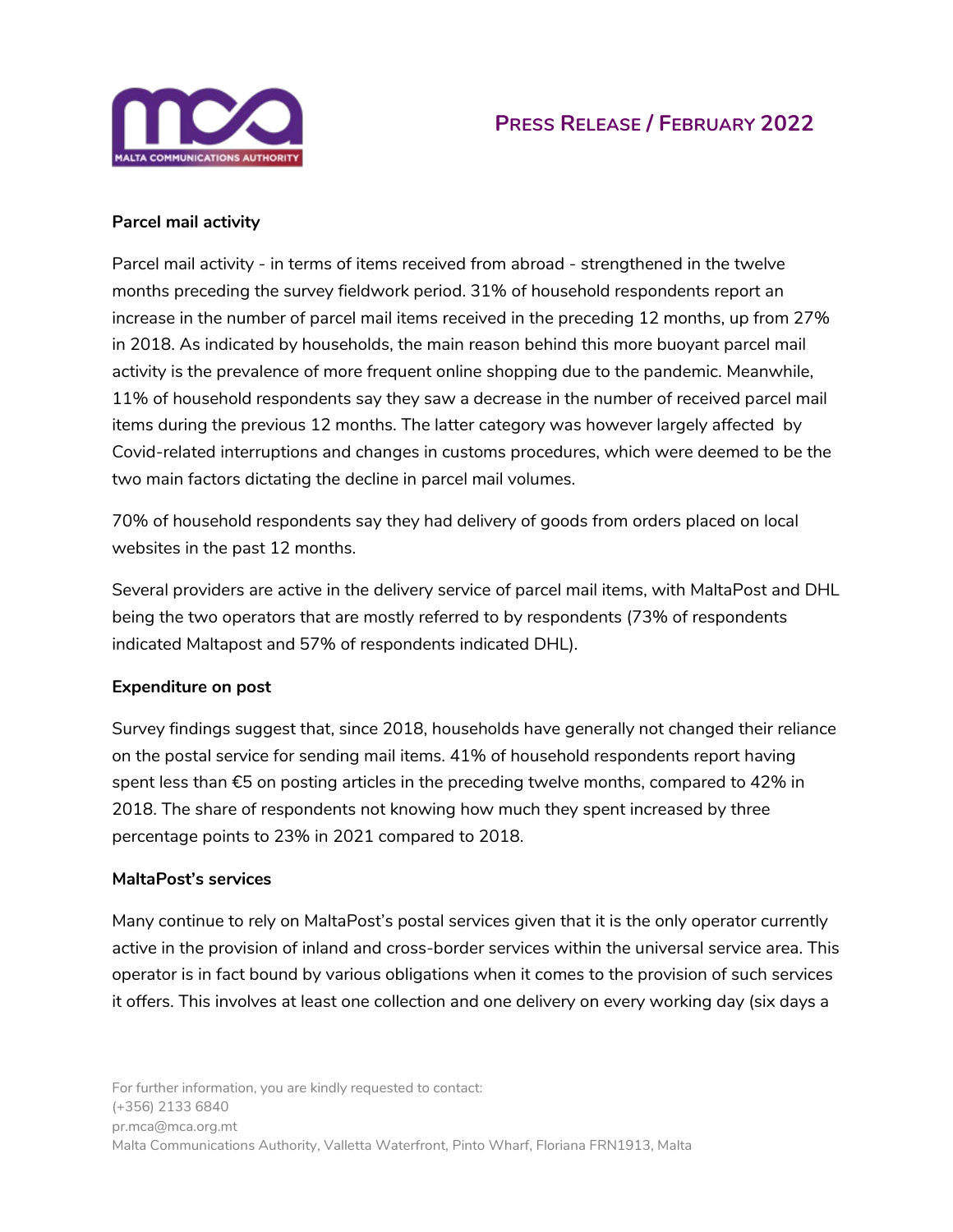**Parcel mail activity**

Parcel mail activity - in terms of items received from abroad - strengthened in the twelve months preceding the survey fieldwork period. 31% of household respondents report an increase in the number of parcel mail items received in the preceding 12 months, up from 27% in 2018. As indicated by households, the main reason behind this more buoyant parcel mail activity is the prevalence of more frequent online shopping due to the pandemic. Meanwhile, 11% of household respondents say they saw a decrease in the number of received parcel mail items during the previous 12 months. The latter category was however largely affected by Covid-related interruptions and changes in customs procedures, which were deemed to be the two main factors dictating the decline in parcel mail volumes.

70% of household respondents say they had delivery of goods from orders placed on local websites in the past 12 months.

Several providers are active in the delivery service of parcel mail items, with MaltaPost and DHL being the two operators that are mostly referred to by respondents (73% of respondents indicated Maltapost and 57% of respondents indicated DHL).

**Expenditure on post**

Survey findings suggest that, since 2018, households have generally not changed their reliance on the postal service for sending mail items. 41% of household respondents report having spent less than €5 on posting articles in the preceding twelve months, compared to 42% in 2018. The share of respondents not knowing how much they spent increased by three percentage points to 23% in 2021 compared to 2018.

**MaltaPost's services**

Many continue to rely on MaltaPost's postal services given that it is the only operator currently active in the provision of inland and cross-border services within the universal service area. This operator is in fact bound by various obligations when it comes to the provision of such services it offers. This involves at least one collection and one delivery on every working day (six days a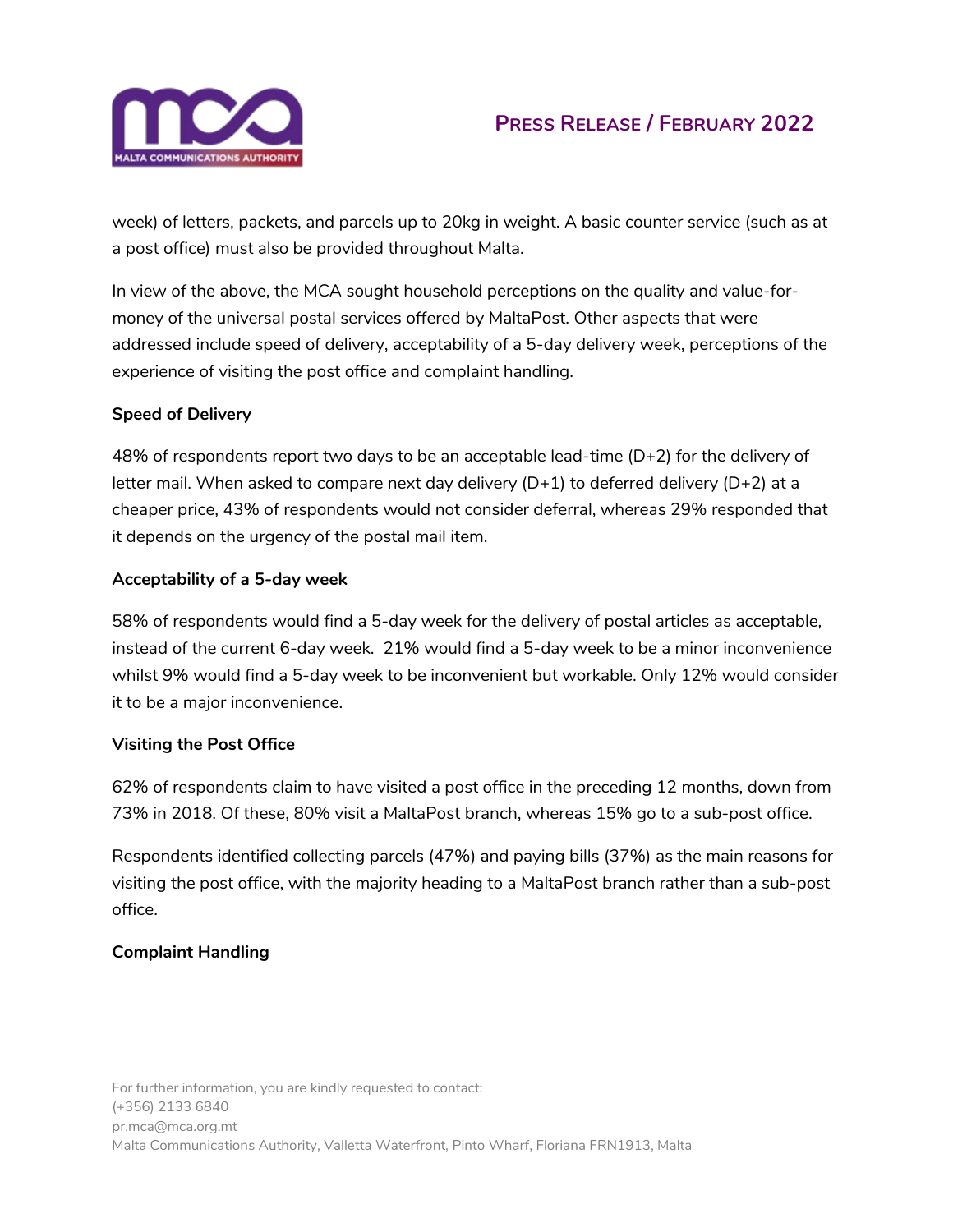week) of letters, packets, and parcels up to 20kg in weight. A basic counter service (such as at a post office) must also be provided throughout Malta.

In view of the above, the MCA sought household perceptions on the quality and value-for-money of the universal postal services offered by MaltaPost. Other aspects that were addressed include speed of delivery, acceptability of a 5-day delivery week, perceptions of the experience of visiting the post office and complaint handling.

**Speed of Delivery**

48% of respondents report two days to be an acceptable lead-time (D+2) for the delivery of letter mail. When asked to compare next day delivery (D+1) to deferred delivery (D+2) at a cheaper price, 43% of respondents would not consider deferral, whereas 29% responded that it depends on the urgency of the postal mail item.

**Acceptability of a 5-day week**

58% of respondents would find a 5-day week for the delivery of postal articles as acceptable, instead of the current 6-day week. 21% would find a 5-day week to be a minor inconvenience whilst 9% would find a 5-day week to be inconvenient but workable. Only 12% would consider it to be a major inconvenience.

**Visiting the Post Office**

62% of respondents claim to have visited a post office in the preceding 12 months, down from 73% in 2018. Of these, 80% visit a MaltaPost branch, whereas 15% go to a sub-post office.

Respondents identified collecting parcels (47%) and paying bills (37%) as the main reasons for visiting the post office, with the majority heading to a MaltaPost branch rather than a sub-post office.

**Complaint Handling**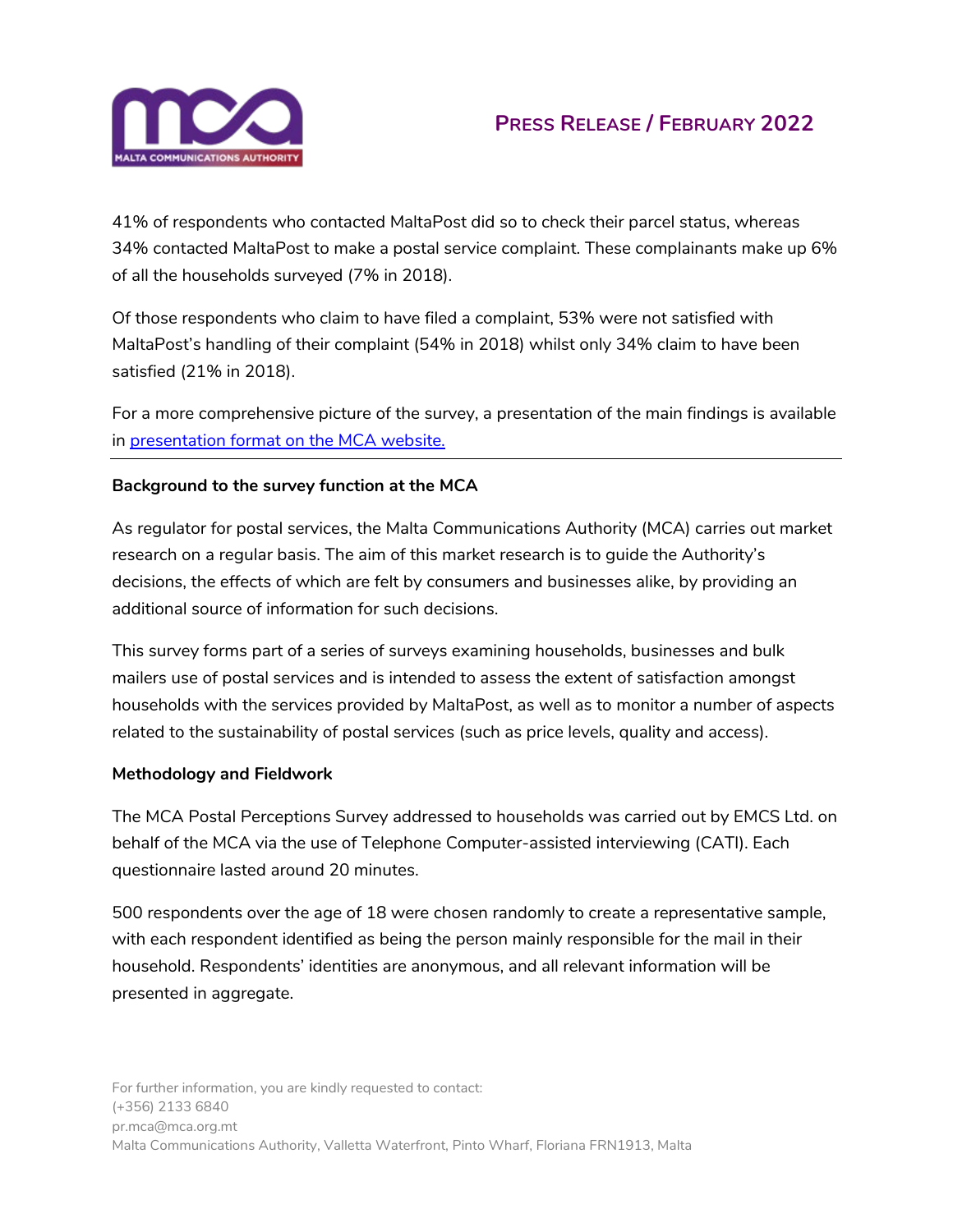41% of respondents who contacted MaltaPost did so to check their parcel status, whereas 34% contacted MaltaPost to make a postal service complaint. These complainants make up 6% of all the households surveyed (7% in 2018).

Of those respondents who claim to have filed a complaint, 53% were not satisfied with MaltaPost's handling of their complaint (54% in 2018) whilst only 34% claim to have been satisfied (21% in 2018).

For a more comprehensive picture of the survey, a presentation of the main findings is available in presentation format on the MCA website.

---

**Background to the survey function at the MCA**

As regulator for postal services, the Malta Communications Authority (MCA) carries out market research on a regular basis. The aim of this market research is to guide the Authority's decisions, the effects of which are felt by consumers and businesses alike, by providing an additional source of information for such decisions.

This survey forms part of a series of surveys examining households, businesses and bulk mailers use of postal services and is intended to assess the extent of satisfaction amongst households with the services provided by MaltaPost, as well as to monitor a number of aspects related to the sustainability of postal services (such as price levels, quality and access).

**Methodology and Fieldwork**

The MCA Postal Perceptions Survey addressed to households was carried out by EMCS Ltd. on behalf of the MCA via the use of Telephone Computer-assisted interviewing (CATI). Each questionnaire lasted around 20 minutes.

500 respondents over the age of 18 were chosen randomly to create a representative sample, with each respondent identified as being the person mainly responsible for the mail in their household. Respondents' identities are anonymous, and all relevant information will be presented in aggregate.

For further information, you are kindly requested to contact:
(+356) 2133 6840
pr.mca@mca.org.mt
Malta Communications Authority, Valletta Waterfront, Pinto Wharf, Floriana FRN1913, Malta